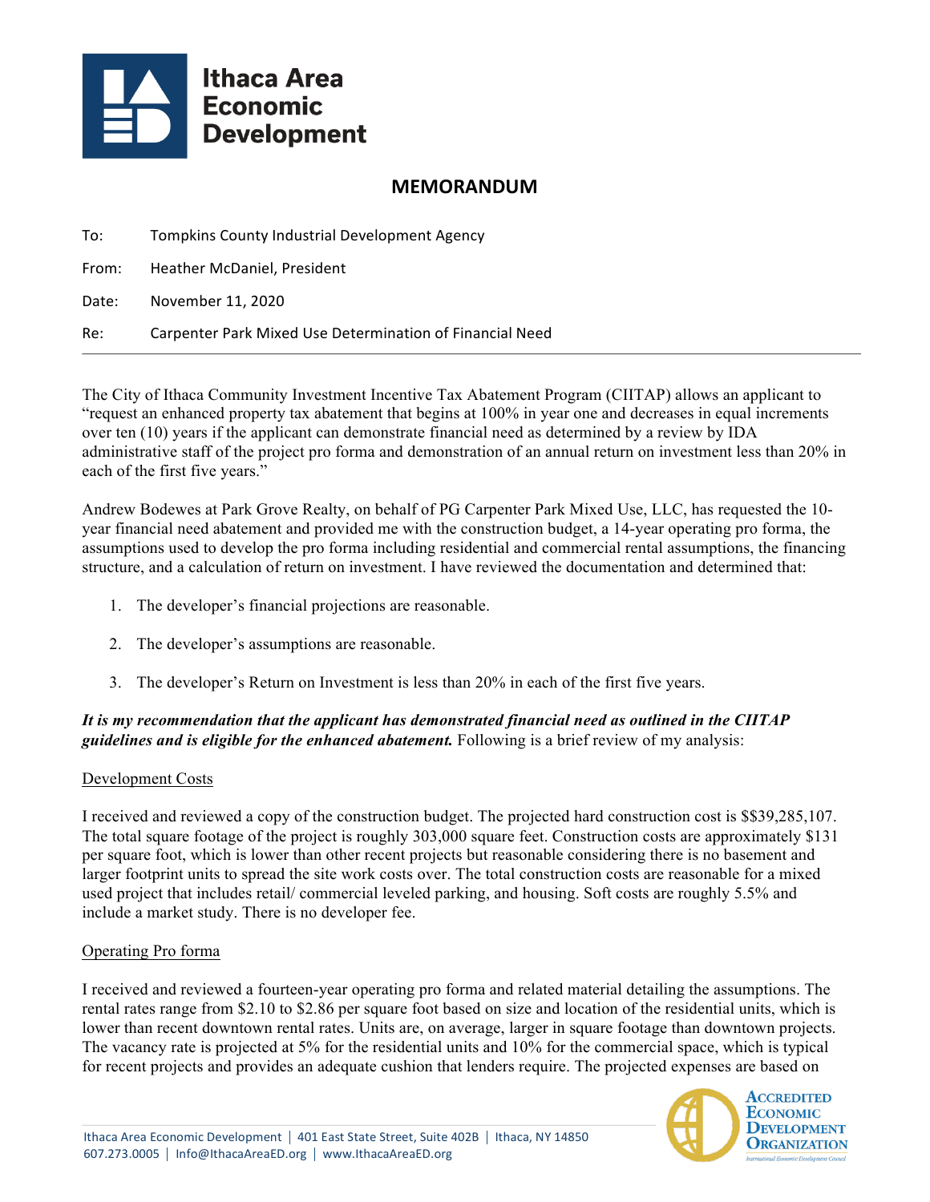# MEMORANDUM

To: Tompkins County Industrial Development Agency

From: Heather McDaniel, President

Date: November 11, 2020

Re: Carpenter Park Mixed Use Determination of Financial Need

---

The City of Ithaca Community Investment Incentive Tax Abatement Program (CIITAP) allows an applicant to "request an enhanced property tax abatement that begins at 100% in year one and decreases in equal increments over ten (10) years if the applicant can demonstrate financial need as determined by a review by IDA administrative staff of the project pro forma and demonstration of an annual return on investment less than 20% in each of the first five years."

Andrew Bodewes at Park Grove Realty, on behalf of PG Carpenter Park Mixed Use, LLC, has requested the 10-year financial need abatement and provided me with the construction budget, a 14-year operating pro forma, the assumptions used to develop the pro forma including residential and commercial rental assumptions, the financing structure, and a calculation of return on investment. I have reviewed the documentation and determined that:

1. The developer's financial projections are reasonable.
2. The developer's assumptions are reasonable.
3. The developer's Return on Investment is less than 20% in each of the first five years.

***It is my recommendation that the applicant has demonstrated financial need as outlined in the CIITAP guidelines and is eligible for the enhanced abatement.*** Following is a brief review of my analysis:

Development Costs

I received and reviewed a copy of the construction budget. The projected hard construction cost is $$39,285,107. The total square footage of the project is roughly 303,000 square feet. Construction costs are approximately $131 per square foot, which is lower than other recent projects but reasonable considering there is no basement and larger footprint units to spread the site work costs over. The total construction costs are reasonable for a mixed used project that includes retail/ commercial leveled parking, and housing. Soft costs are roughly 5.5% and include a market study. There is no developer fee.

Operating Pro forma

I received and reviewed a fourteen-year operating pro forma and related material detailing the assumptions. The rental rates range from $2.10 to $2.86 per square foot based on size and location of the residential units, which is lower than recent downtown rental rates. Units are, on average, larger in square footage than downtown projects. The vacancy rate is projected at 5% for the residential units and 10% for the commercial space, which is typical for recent projects and provides an adequate cushion that lenders require. The projected expenses are based on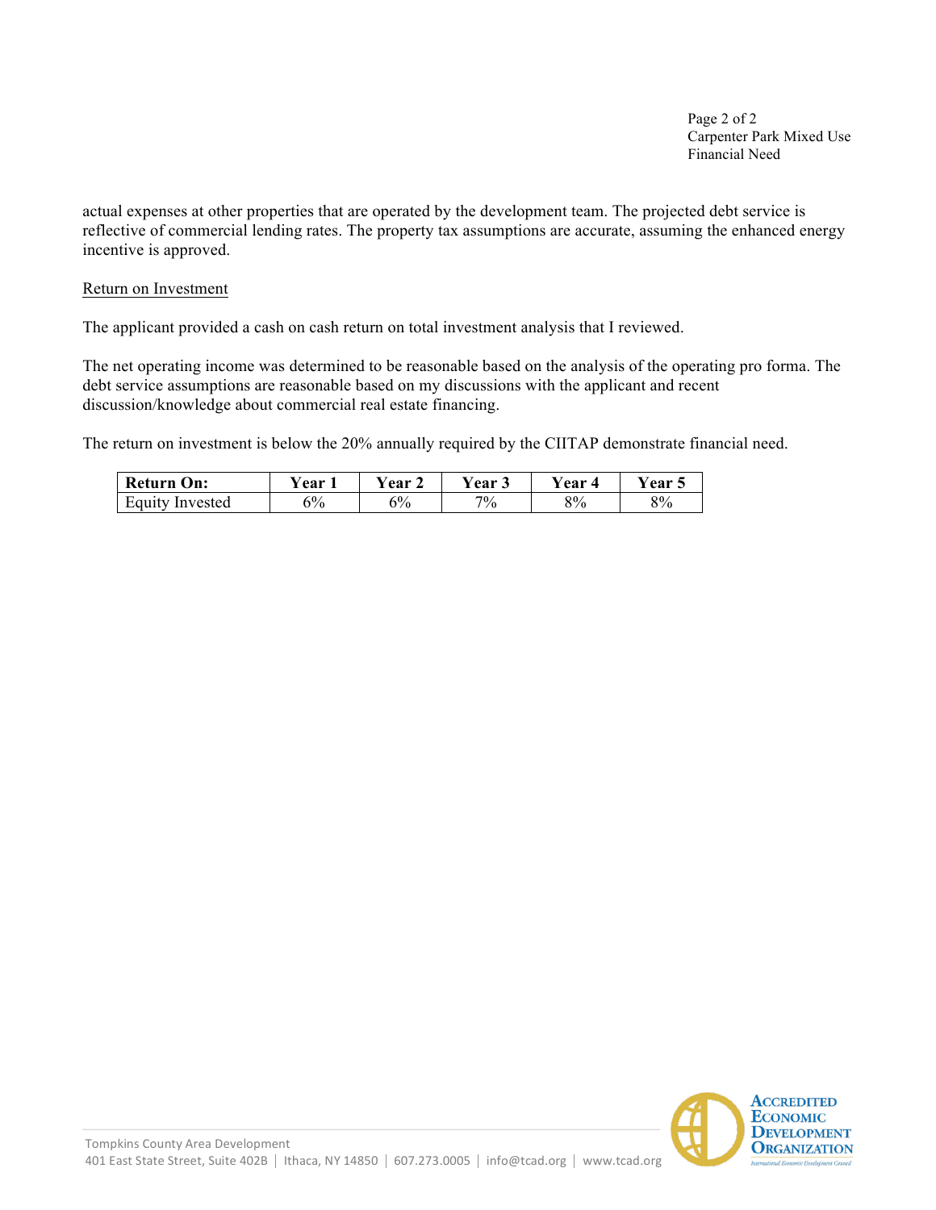actual expenses at other properties that are operated by the development team. The projected debt service is reflective of commercial lending rates. The property tax assumptions are accurate, assuming the enhanced energy incentive is approved.

Return on Investment

The applicant provided a cash on cash return on total investment analysis that I reviewed.

The net operating income was determined to be reasonable based on the analysis of the operating pro forma. The debt service assumptions are reasonable based on my discussions with the applicant and recent discussion/knowledge about commercial real estate financing.

The return on investment is below the 20% annually required by the CIITAP demonstrate financial need.

| Return On: | Year 1 | Year 2 | Year 3 | Year 4 | Year 5 |
| --- | --- | --- | --- | --- | --- |
| Equity Invested | 6% | 6% | 7% | 8% | 8% |